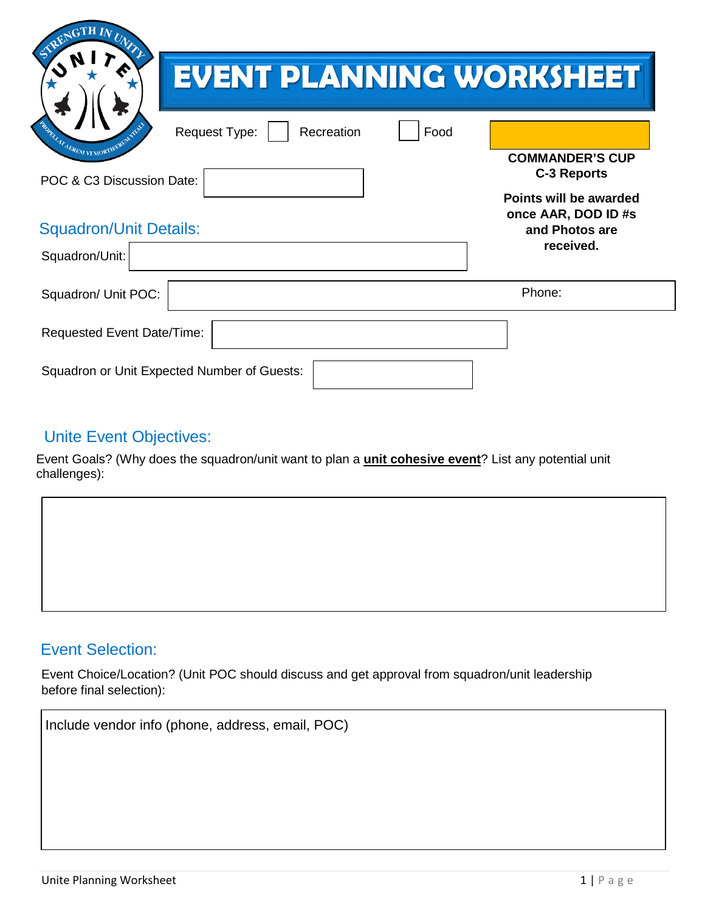# EVENT PLANNING WORKSHEET

Request Type: ☐ Recreation ☐ Food

**COMMANDER'S CUP**
**C-3 Reports**

**Points will be awarded once AAR, DOD ID #s and Photos are received.**

POC & C3 Discussion Date:

## Squadron/Unit Details:

Squadron/Unit:

Squadron/ Unit POC: Phone:

Requested Event Date/Time:

Squadron or Unit Expected Number of Guests:

## Unite Event Objectives:

Event Goals? (Why does the squadron/unit want to plan a **unit cohesive event**? List any potential unit challenges):

## Event Selection:

Event Choice/Location? (Unit POC should discuss and get approval from squadron/unit leadership before final selection):

Include vendor info (phone, address, email, POC)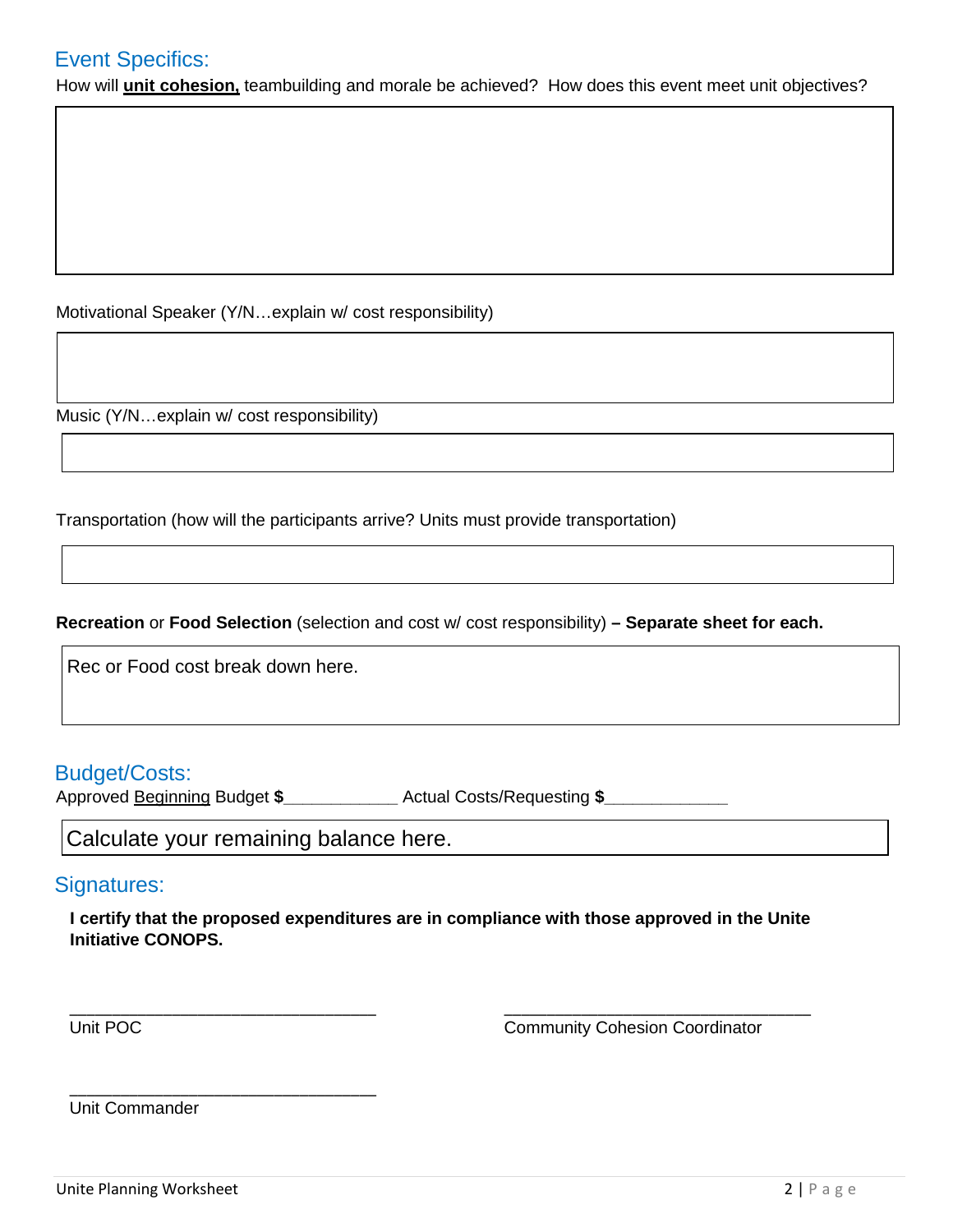## Event Specifics:

How will **unit cohesion,** teambuilding and morale be achieved? How does this event meet unit objectives?

Motivational Speaker (Y/N…explain w/ cost responsibility)

Music (Y/N…explain w/ cost responsibility)

Transportation (how will the participants arrive? Units must provide transportation)

**Recreation** or **Food Selection** (selection and cost w/ cost responsibility) **– Separate sheet for each.**

Rec or Food cost break down here.

## Budget/Costs:

Approved Beginning Budget **$**____________ Actual Costs/Requesting **$**_____________

Calculate your remaining balance here.

## Signatures:

**I certify that the proposed expenditures are in compliance with those approved in the Unite Initiative CONOPS.**

_________________________________
Unit POC

_________________________________
Community Cohesion Coordinator

_________________________________
Unit Commander